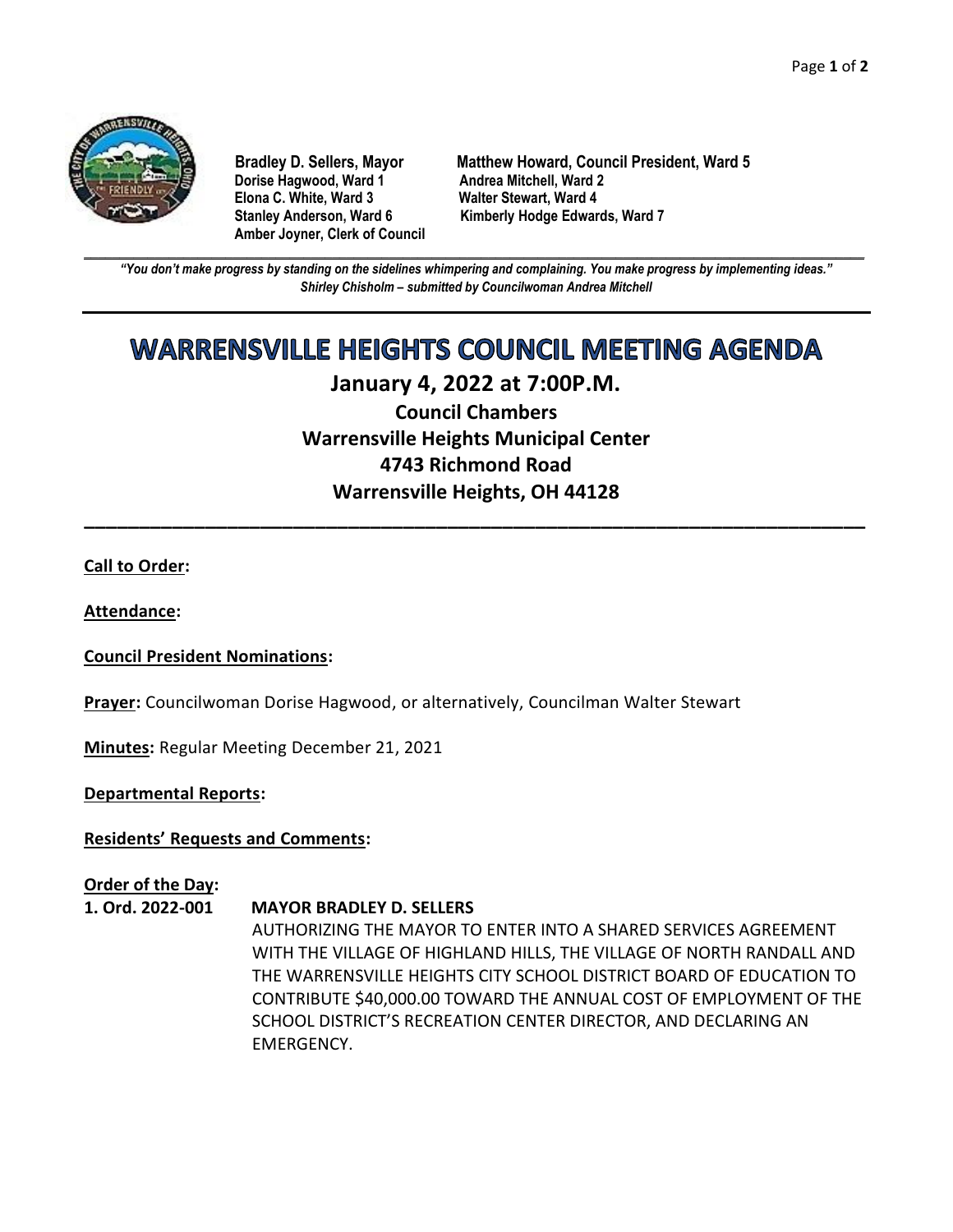**Bradley D. Sellers, Mayor** | **Matthew Howard, Council President, Ward 5**
**Dorise Hagwood, Ward 1** | **Andrea Mitchell, Ward 2**
**Elona C. White, Ward 3** | **Walter Stewart, Ward 4**
**Stanley Anderson, Ward 6** | **Kimberly Hodge Edwards, Ward 7**
**Amber Joyner, Clerk of Council**

---

***"You don't make progress by standing on the sidelines whimpering and complaining. You make progress by implementing ideas."***
***Shirley Chisholm – submitted by Councilwoman Andrea Mitchell***

---

# WARRENSVILLE HEIGHTS COUNCIL MEETING AGENDA

## January 4, 2022 at 7:00P.M.

### Council Chambers
### Warrensville Heights Municipal Center
### 4743 Richmond Road
### Warrensville Heights, OH 44128

---

**Call to Order:**

**Attendance:**

**Council President Nominations:**

**Prayer:** Councilwoman Dorise Hagwood, or alternatively, Councilman Walter Stewart

**Minutes:** Regular Meeting December 21, 2021

**Departmental Reports:**

**Residents' Requests and Comments:**

**Order of the Day:**

**1. Ord. 2022-001** **MAYOR BRADLEY D. SELLERS**
AUTHORIZING THE MAYOR TO ENTER INTO A SHARED SERVICES AGREEMENT WITH THE VILLAGE OF HIGHLAND HILLS, THE VILLAGE OF NORTH RANDALL AND THE WARRENSVILLE HEIGHTS CITY SCHOOL DISTRICT BOARD OF EDUCATION TO CONTRIBUTE $40,000.00 TOWARD THE ANNUAL COST OF EMPLOYMENT OF THE SCHOOL DISTRICT'S RECREATION CENTER DIRECTOR, AND DECLARING AN EMERGENCY.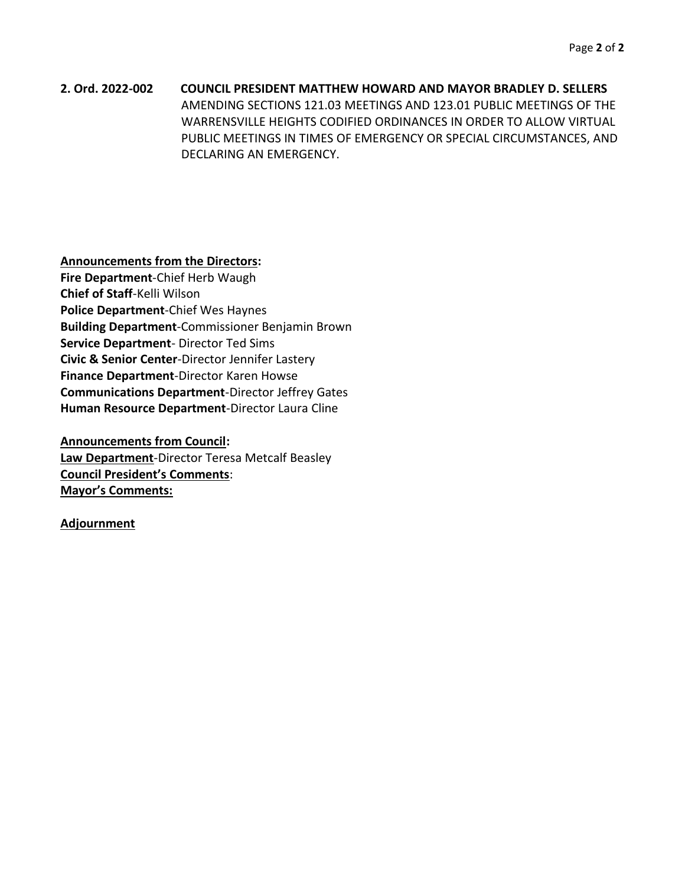**2. Ord. 2022-002 COUNCIL PRESIDENT MATTHEW HOWARD AND MAYOR BRADLEY D. SELLERS**
AMENDING SECTIONS 121.03 MEETINGS AND 123.01 PUBLIC MEETINGS OF THE WARRENSVILLE HEIGHTS CODIFIED ORDINANCES IN ORDER TO ALLOW VIRTUAL PUBLIC MEETINGS IN TIMES OF EMERGENCY OR SPECIAL CIRCUMSTANCES, AND DECLARING AN EMERGENCY.

<u>**Announcements from the Directors:**</u>
**Fire Department**-Chief Herb Waugh
**Chief of Staff**-Kelli Wilson
**Police Department**-Chief Wes Haynes
**Building Department**-Commissioner Benjamin Brown
**Service Department**- Director Ted Sims
**Civic & Senior Center**-Director Jennifer Lastery
**Finance Department**-Director Karen Howse
**Communications Department**-Director Jeffrey Gates
**Human Resource Department**-Director Laura Cline

<u>**Announcements from Council:**</u>
<u>**Law Department**</u>-Director Teresa Metcalf Beasley
<u>**Council President's Comments**</u>:
<u>**Mayor's Comments:**</u>

<u>**Adjournment**</u>